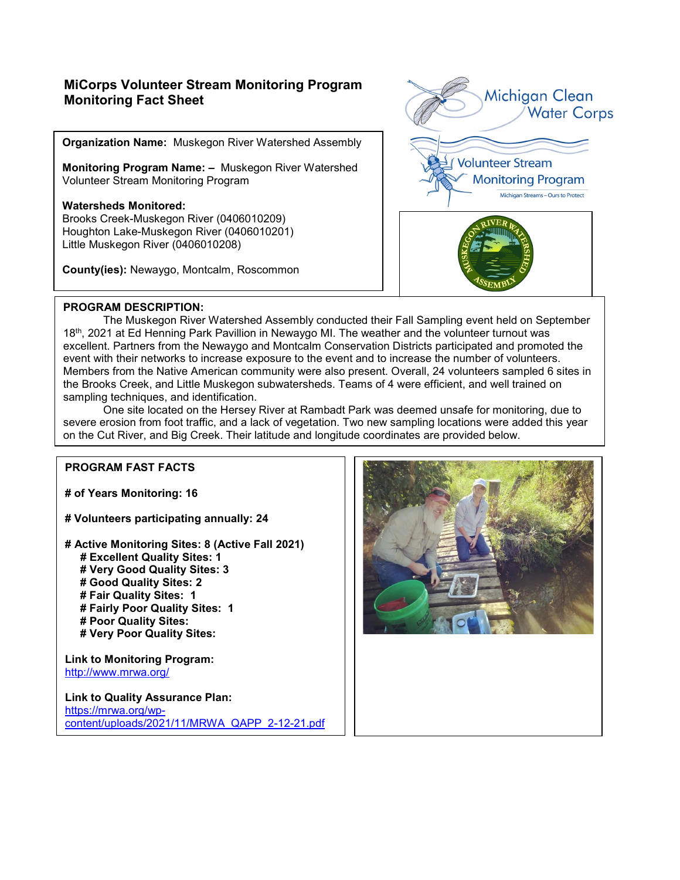# MiCorps Volunteer Stream Monitoring Program
## Monitoring Fact Sheet

**Organization Name:** Muskegon River Watershed Assembly

**Monitoring Program Name: –** Muskegon River Watershed Volunteer Stream Monitoring Program

**Watersheds Monitored:**
Brooks Creek-Muskegon River (0406010209)
Houghton Lake-Muskegon River (0406010201)
Little Muskegon River (0406010208)

**County(ies):** Newaygo, Montcalm, Roscommon

**PROGRAM DESCRIPTION:**

The Muskegon River Watershed Assembly conducted their Fall Sampling event held on September 18th, 2021 at Ed Henning Park Pavillion in Newaygo MI. The weather and the volunteer turnout was excellent. Partners from the Newaygo and Montcalm Conservation Districts participated and promoted the event with their networks to increase exposure to the event and to increase the number of volunteers. Members from the Native American community were also present. Overall, 24 volunteers sampled 6 sites in the Brooks Creek, and Little Muskegon subwatersheds. Teams of 4 were efficient, and well trained on sampling techniques, and identification.

One site located on the Hersey River at Rambadt Park was deemed unsafe for monitoring, due to severe erosion from foot traffic, and a lack of vegetation. Two new sampling locations were added this year on the Cut River, and Big Creek. Their latitude and longitude coordinates are provided below.

**PROGRAM FAST FACTS**

**# of Years Monitoring: 16**

**# Volunteers participating annually: 24**

**# Active Monitoring Sites: 8 (Active Fall 2021)**
- **# Excellent Quality Sites: 1**
- **# Very Good Quality Sites: 3**
- **# Good Quality Sites: 2**
- **# Fair Quality Sites: 1**
- **# Fairly Poor Quality Sites: 1**
- **# Poor Quality Sites:**
- **# Very Poor Quality Sites:**

**Link to Monitoring Program:**
http://www.mrwa.org/

**Link to Quality Assurance Plan:**
https://mrwa.org/wp-content/uploads/2021/11/MRWA_QAPP_2-12-21.pdf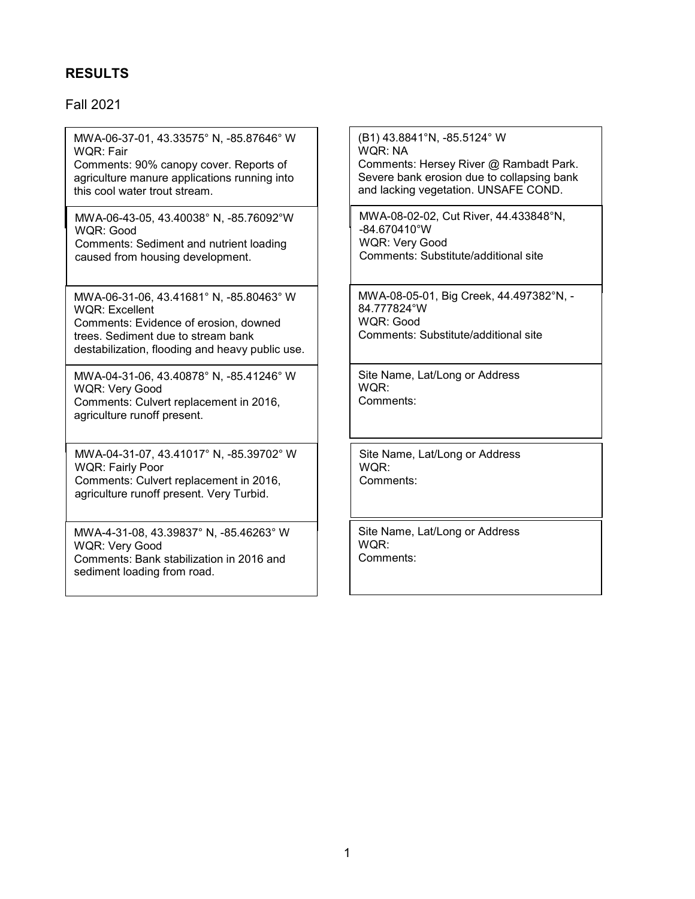## RESULTS

Fall 2021

MWA-06-37-01, 43.33575° N, -85.87646° W
WQR: Fair
Comments: 90% canopy cover. Reports of agriculture manure applications running into this cool water trout stream.

MWA-06-43-05, 43.40038° N, -85.76092°W
WQR: Good
Comments: Sediment and nutrient loading caused from housing development.

MWA-06-31-06, 43.41681° N, -85.80463° W
WQR: Excellent
Comments: Evidence of erosion, downed trees. Sediment due to stream bank destabilization, flooding and heavy public use.

MWA-04-31-06, 43.40878° N, -85.41246° W
WQR: Very Good
Comments: Culvert replacement in 2016, agriculture runoff present.

MWA-04-31-07, 43.41017° N, -85.39702° W
WQR: Fairly Poor
Comments: Culvert replacement in 2016, agriculture runoff present. Very Turbid.

MWA-4-31-08, 43.39837° N, -85.46263° W
WQR: Very Good
Comments: Bank stabilization in 2016 and sediment loading from road.

(B1) 43.8841°N, -85.5124° W
WQR: NA
Comments: Hersey River @ Rambadt Park. Severe bank erosion due to collapsing bank and lacking vegetation. UNSAFE COND.

MWA-08-02-02, Cut River, 44.433848°N, -84.670410°W
WQR: Very Good
Comments: Substitute/additional site

MWA-08-05-01, Big Creek, 44.497382°N, -84.777824°W
WQR: Good
Comments: Substitute/additional site

Site Name, Lat/Long or Address
WQR:
Comments:

Site Name, Lat/Long or Address
WQR:
Comments:

Site Name, Lat/Long or Address
WQR:
Comments: